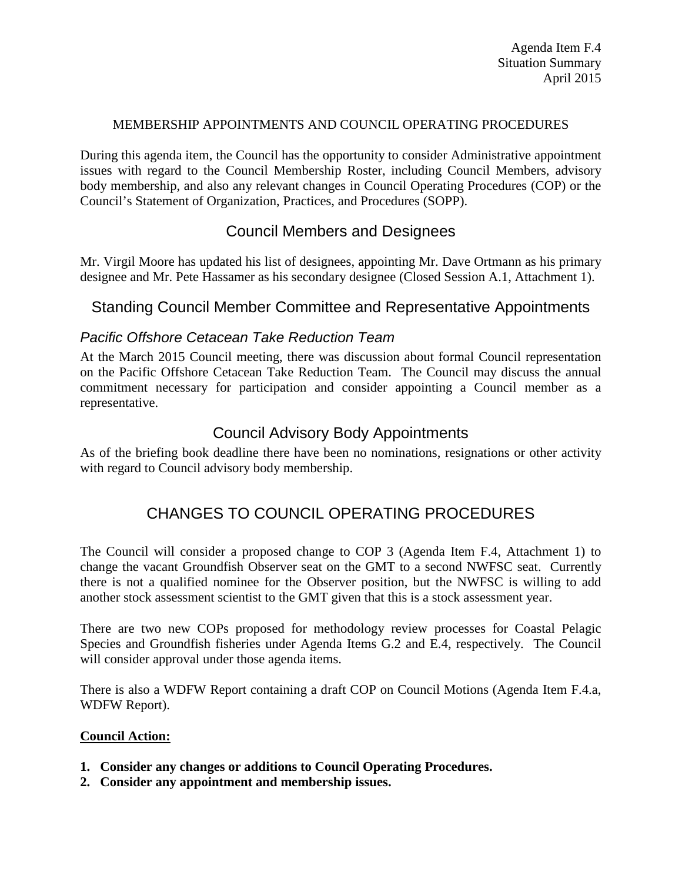Agenda Item F.4
Situation Summary
April 2015

MEMBERSHIP APPOINTMENTS AND COUNCIL OPERATING PROCEDURES

During this agenda item, the Council has the opportunity to consider Administrative appointment issues with regard to the Council Membership Roster, including Council Members, advisory body membership, and also any relevant changes in Council Operating Procedures (COP) or the Council's Statement of Organization, Practices, and Procedures (SOPP).

## Council Members and Designees

Mr. Virgil Moore has updated his list of designees, appointing Mr. Dave Ortmann as his primary designee and Mr. Pete Hassamer as his secondary designee (Closed Session A.1, Attachment 1).

## Standing Council Member Committee and Representative Appointments

### *Pacific Offshore Cetacean Take Reduction Team*

At the March 2015 Council meeting, there was discussion about formal Council representation on the Pacific Offshore Cetacean Take Reduction Team. The Council may discuss the annual commitment necessary for participation and consider appointing a Council member as a representative.

## Council Advisory Body Appointments

As of the briefing book deadline there have been no nominations, resignations or other activity with regard to Council advisory body membership.

## CHANGES TO COUNCIL OPERATING PROCEDURES

The Council will consider a proposed change to COP 3 (Agenda Item F.4, Attachment 1) to change the vacant Groundfish Observer seat on the GMT to a second NWFSC seat. Currently there is not a qualified nominee for the Observer position, but the NWFSC is willing to add another stock assessment scientist to the GMT given that this is a stock assessment year.

There are two new COPs proposed for methodology review processes for Coastal Pelagic Species and Groundfish fisheries under Agenda Items G.2 and E.4, respectively. The Council will consider approval under those agenda items.

There is also a WDFW Report containing a draft COP on Council Motions (Agenda Item F.4.a, WDFW Report).

**Council Action:**

1. **Consider any changes or additions to Council Operating Procedures.**
2. **Consider any appointment and membership issues.**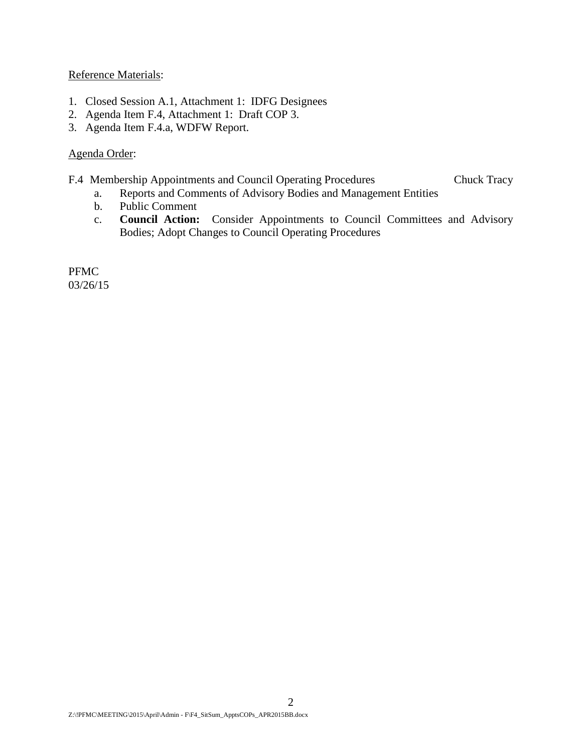<u>Reference Materials</u>:

1. Closed Session A.1, Attachment 1: IDFG Designees
2. Agenda Item F.4, Attachment 1: Draft COP 3.
3. Agenda Item F.4.a, WDFW Report.

<u>Agenda Order</u>:

F.4 Membership Appointments and Council Operating Procedures — Chuck Tracy

a. Reports and Comments of Advisory Bodies and Management Entities
b. Public Comment
c. **Council Action:** Consider Appointments to Council Committees and Advisory Bodies; Adopt Changes to Council Operating Procedures

PFMC
03/26/15

Z:\!PFMC\MEETING\2015\April\Admin - F\F4_SitSum_ApptsCOPs_APR2015BB.docx